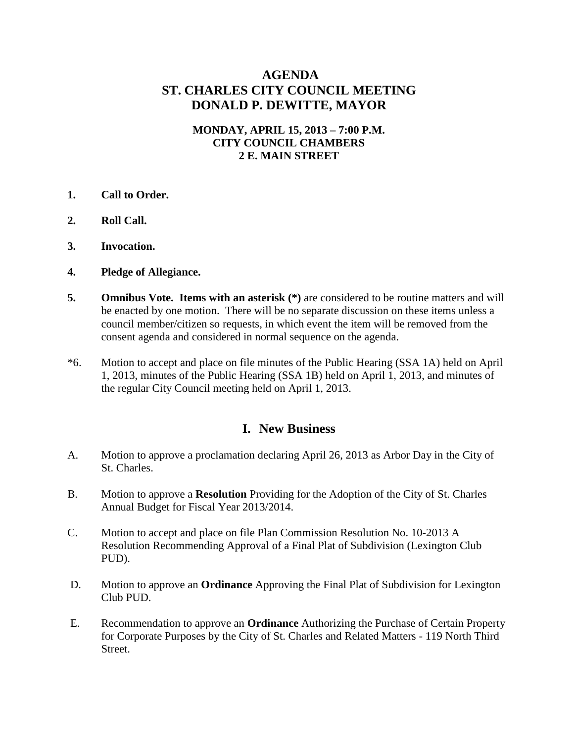# AGENDA
# ST. CHARLES CITY COUNCIL MEETING
# DONALD P. DEWITTE, MAYOR

**MONDAY, APRIL 15, 2013 – 7:00 P.M.**
**CITY COUNCIL CHAMBERS**
**2 E. MAIN STREET**

**1. Call to Order.**

**2. Roll Call.**

**3. Invocation.**

**4. Pledge of Allegiance.**

**5. Omnibus Vote. Items with an asterisk (*)** are considered to be routine matters and will be enacted by one motion. There will be no separate discussion on these items unless a council member/citizen so requests, in which event the item will be removed from the consent agenda and considered in normal sequence on the agenda.

*6. Motion to accept and place on file minutes of the Public Hearing (SSA 1A) held on April 1, 2013, minutes of the Public Hearing (SSA 1B) held on April 1, 2013, and minutes of the regular City Council meeting held on April 1, 2013.

## I. New Business

A. Motion to approve a proclamation declaring April 26, 2013 as Arbor Day in the City of St. Charles.

B. Motion to approve a **Resolution** Providing for the Adoption of the City of St. Charles Annual Budget for Fiscal Year 2013/2014.

C. Motion to accept and place on file Plan Commission Resolution No. 10-2013 A Resolution Recommending Approval of a Final Plat of Subdivision (Lexington Club PUD).

D. Motion to approve an **Ordinance** Approving the Final Plat of Subdivision for Lexington Club PUD.

E. Recommendation to approve an **Ordinance** Authorizing the Purchase of Certain Property for Corporate Purposes by the City of St. Charles and Related Matters - 119 North Third Street.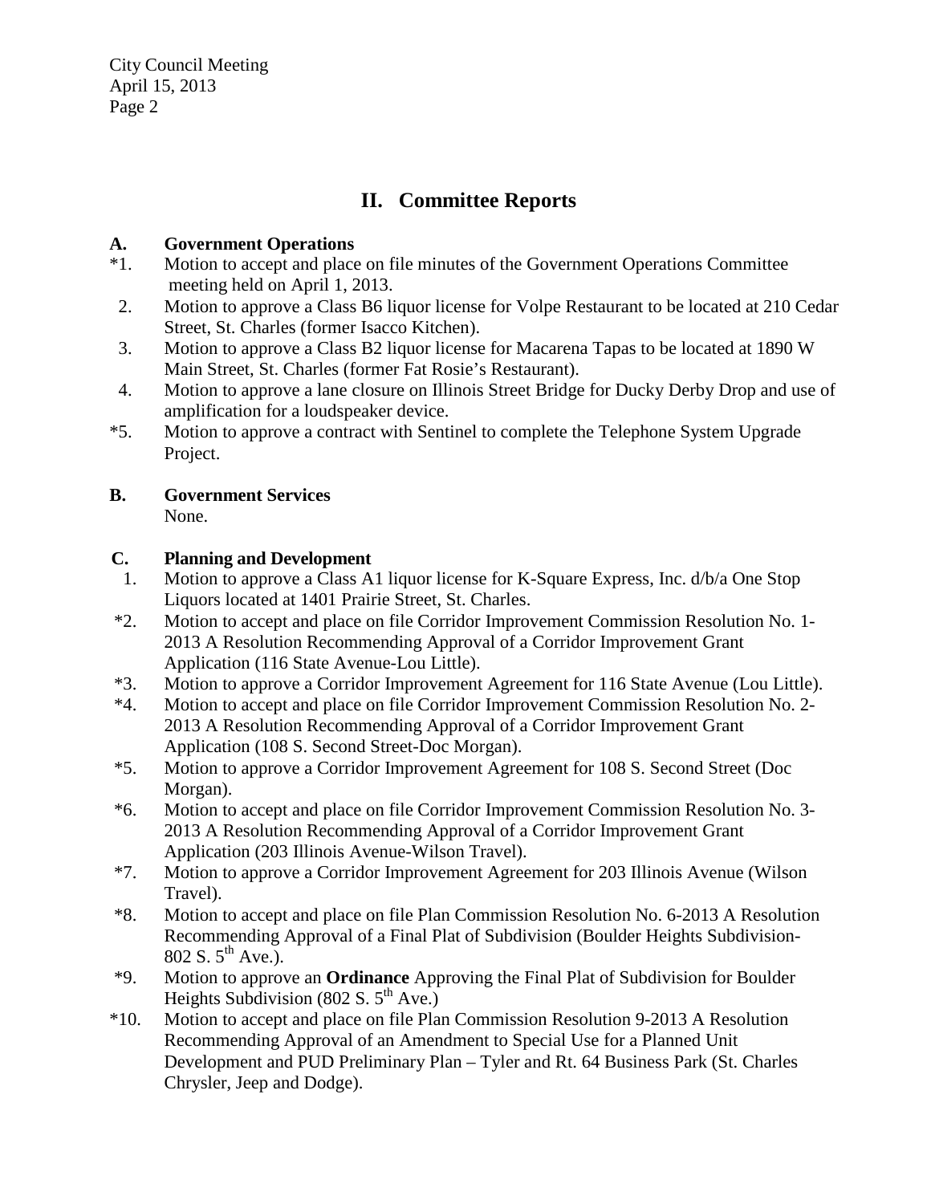## II. Committee Reports

**A. Government Operations**

*1. Motion to accept and place on file minutes of the Government Operations Committee meeting held on April 1, 2013.

2. Motion to approve a Class B6 liquor license for Volpe Restaurant to be located at 210 Cedar Street, St. Charles (former Isacco Kitchen).

3. Motion to approve a Class B2 liquor license for Macarena Tapas to be located at 1890 W Main Street, St. Charles (former Fat Rosie's Restaurant).

4. Motion to approve a lane closure on Illinois Street Bridge for Ducky Derby Drop and use of amplification for a loudspeaker device.

*5. Motion to approve a contract with Sentinel to complete the Telephone System Upgrade Project.

**B. Government Services**

None.

**C. Planning and Development**

1. Motion to approve a Class A1 liquor license for K-Square Express, Inc. d/b/a One Stop Liquors located at 1401 Prairie Street, St. Charles.

*2. Motion to accept and place on file Corridor Improvement Commission Resolution No. 1-2013 A Resolution Recommending Approval of a Corridor Improvement Grant Application (116 State Avenue-Lou Little).

*3. Motion to approve a Corridor Improvement Agreement for 116 State Avenue (Lou Little).

*4. Motion to accept and place on file Corridor Improvement Commission Resolution No. 2-2013 A Resolution Recommending Approval of a Corridor Improvement Grant Application (108 S. Second Street-Doc Morgan).

*5. Motion to approve a Corridor Improvement Agreement for 108 S. Second Street (Doc Morgan).

*6. Motion to accept and place on file Corridor Improvement Commission Resolution No. 3-2013 A Resolution Recommending Approval of a Corridor Improvement Grant Application (203 Illinois Avenue-Wilson Travel).

*7. Motion to approve a Corridor Improvement Agreement for 203 Illinois Avenue (Wilson Travel).

*8. Motion to accept and place on file Plan Commission Resolution No. 6-2013 A Resolution Recommending Approval of a Final Plat of Subdivision (Boulder Heights Subdivision-802 S. 5th Ave.).

*9. Motion to approve an **Ordinance** Approving the Final Plat of Subdivision for Boulder Heights Subdivision (802 S. 5th Ave.)

*10. Motion to accept and place on file Plan Commission Resolution 9-2013 A Resolution Recommending Approval of an Amendment to Special Use for a Planned Unit Development and PUD Preliminary Plan – Tyler and Rt. 64 Business Park (St. Charles Chrysler, Jeep and Dodge).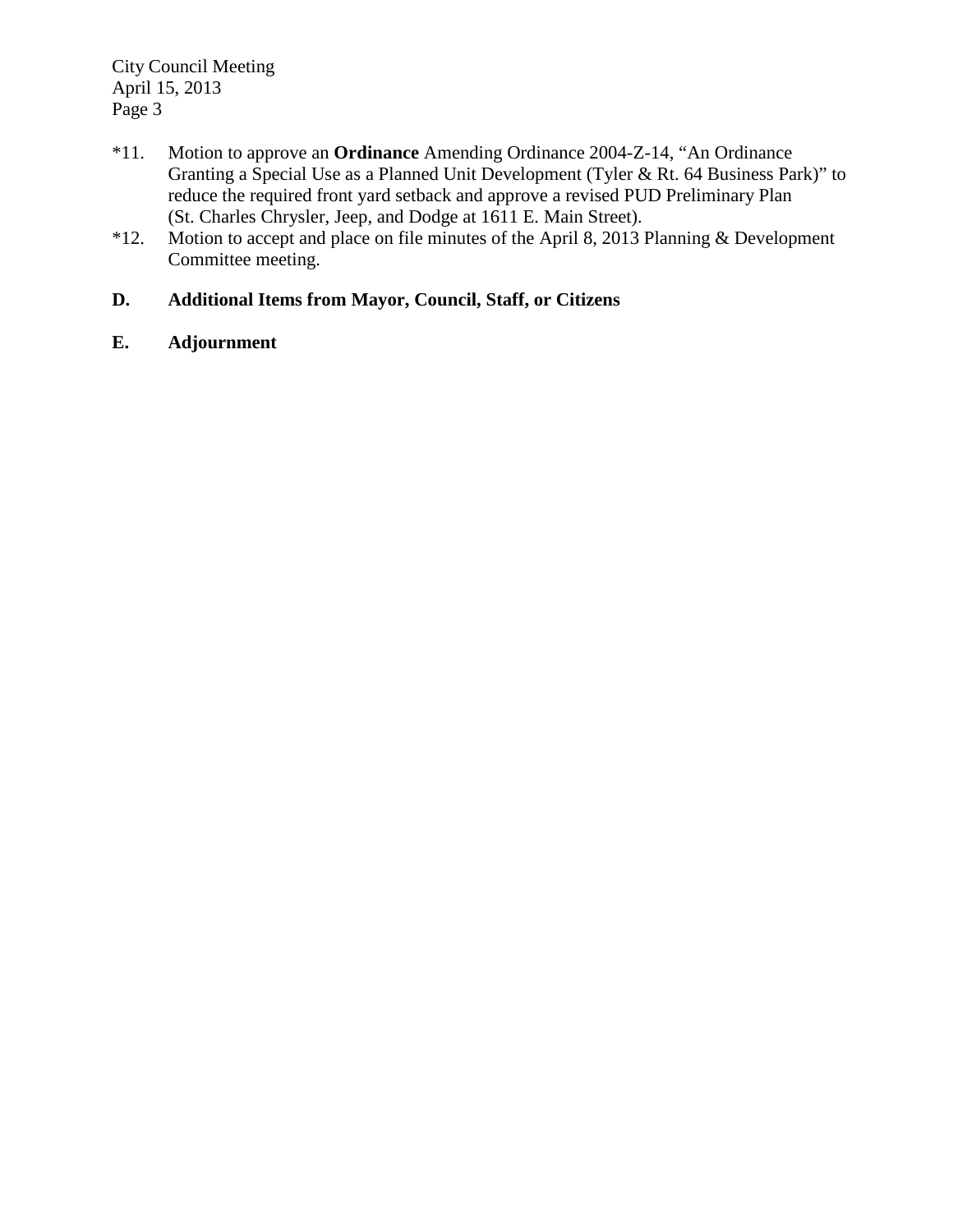*11. Motion to approve an **Ordinance** Amending Ordinance 2004-Z-14, "An Ordinance Granting a Special Use as a Planned Unit Development (Tyler & Rt. 64 Business Park)" to reduce the required front yard setback and approve a revised PUD Preliminary Plan (St. Charles Chrysler, Jeep, and Dodge at 1611 E. Main Street).

*12. Motion to accept and place on file minutes of the April 8, 2013 Planning & Development Committee meeting.

**D. Additional Items from Mayor, Council, Staff, or Citizens**

**E. Adjournment**